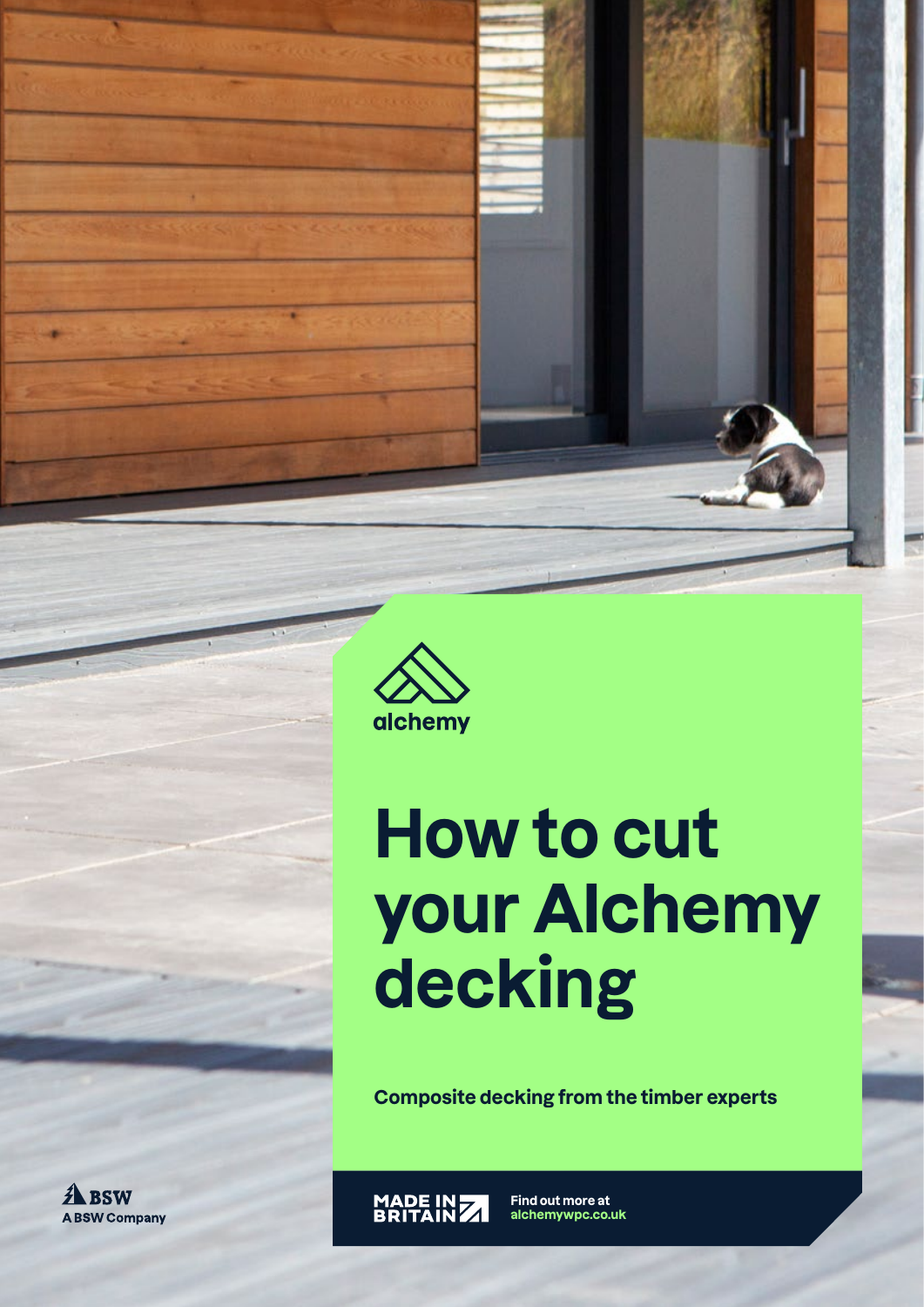alchemy

# How to cut your Alchemy decking

**Composite decking from the timber experts**

MADE IN BRITAIN

Find out more at **alchemywpc.co.uk**

BSW

**A BSW Company**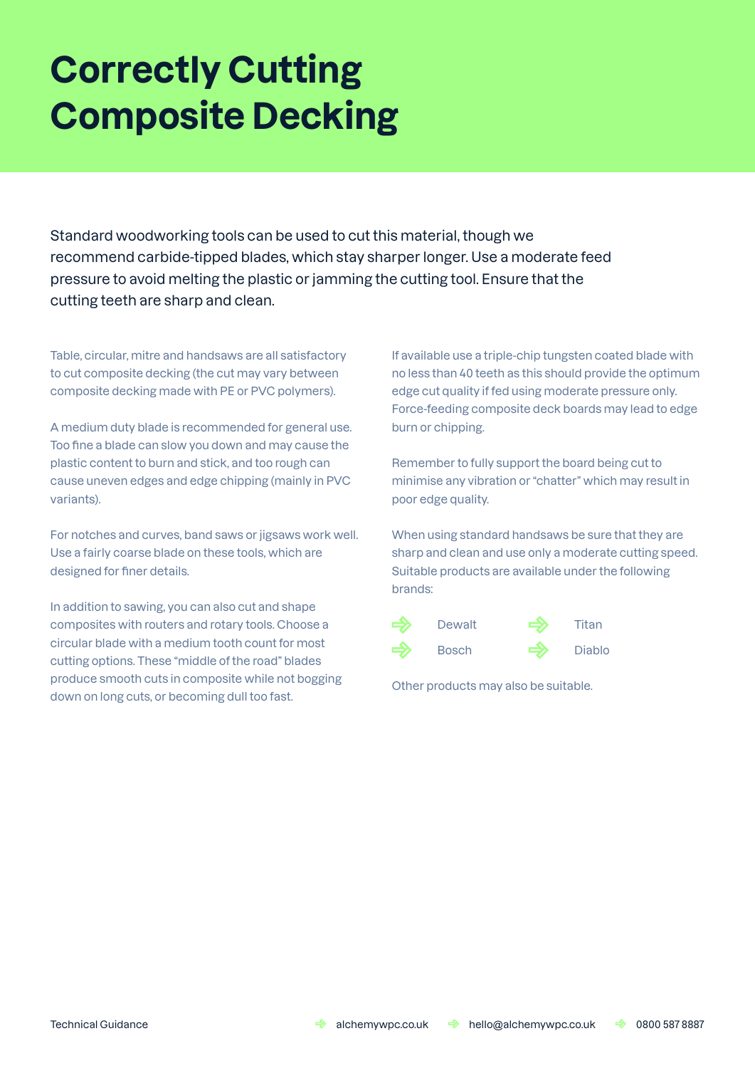# Correctly Cutting Composite Decking

Standard woodworking tools can be used to cut this material, though we recommend carbide-tipped blades, which stay sharper longer. Use a moderate feed pressure to avoid melting the plastic or jamming the cutting tool. Ensure that the cutting teeth are sharp and clean.

Table, circular, mitre and handsaws are all satisfactory to cut composite decking (the cut may vary between composite decking made with PE or PVC polymers).

A medium duty blade is recommended for general use. Too fine a blade can slow you down and may cause the plastic content to burn and stick, and too rough can cause uneven edges and edge chipping (mainly in PVC variants).

For notches and curves, band saws or jigsaws work well. Use a fairly coarse blade on these tools, which are designed for finer details.

In addition to sawing, you can also cut and shape composites with routers and rotary tools. Choose a circular blade with a medium tooth count for most cutting options. These "middle of the road" blades produce smooth cuts in composite while not bogging down on long cuts, or becoming dull too fast.

If available use a triple-chip tungsten coated blade with no less than 40 teeth as this should provide the optimum edge cut quality if fed using moderate pressure only. Force-feeding composite deck boards may lead to edge burn or chipping.

Remember to fully support the board being cut to minimise any vibration or "chatter" which may result in poor edge quality.

When using standard handsaws be sure that they are sharp and clean and use only a moderate cutting speed. Suitable products are available under the following brands:

- Dewalt
- Titan
- Bosch
- Diablo

Other products may also be suitable.

Technical Guidance

alchemywpc.co.uk | hello@alchemywpc.co.uk | 0800 587 8887